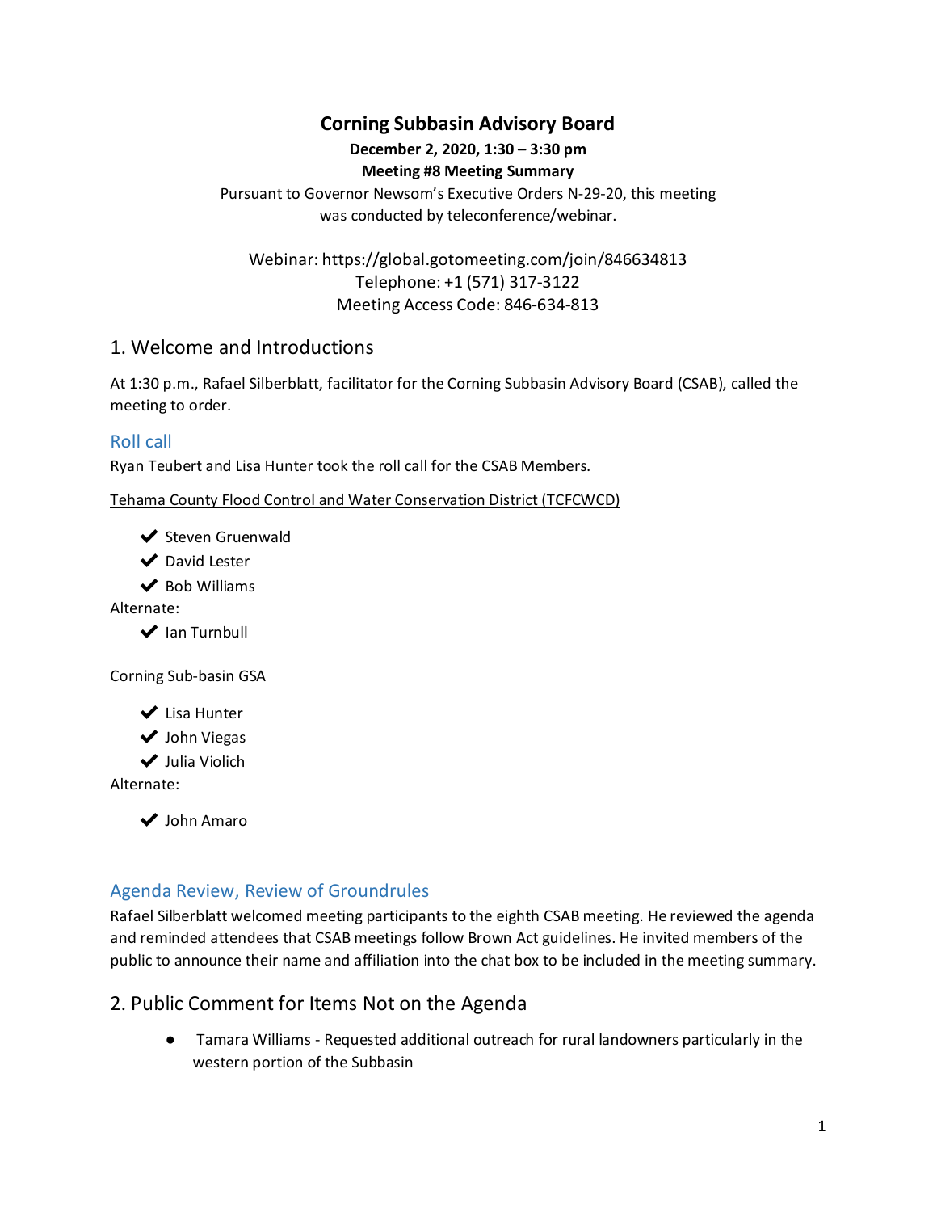# Corning Subbasin Advisory Board

**December 2, 2020, 1:30 – 3:30 pm**

**Meeting #8 Meeting Summary**

Pursuant to Governor Newsom's Executive Orders N-29-20, this meeting was conducted by teleconference/webinar.

Webinar: https://global.gotomeeting.com/join/846634813
Telephone: +1 (571) 317-3122
Meeting Access Code: 846-634-813

## 1. Welcome and Introductions

At 1:30 p.m., Rafael Silberblatt, facilitator for the Corning Subbasin Advisory Board (CSAB), called the meeting to order.

### Roll call

Ryan Teubert and Lisa Hunter took the roll call for the CSAB Members.

Tehama County Flood Control and Water Conservation District (TCFCWCD)

- ✔ Steven Gruenwald
- ✔ David Lester
- ✔ Bob Williams

Alternate:

- ✔ Ian Turnbull

Corning Sub-basin GSA

- ✔ Lisa Hunter
- ✔ John Viegas
- ✔ Julia Violich

Alternate:

- ✔ John Amaro

### Agenda Review, Review of Groundrules

Rafael Silberblatt welcomed meeting participants to the eighth CSAB meeting. He reviewed the agenda and reminded attendees that CSAB meetings follow Brown Act guidelines. He invited members of the public to announce their name and affiliation into the chat box to be included in the meeting summary.

## 2. Public Comment for Items Not on the Agenda

- Tamara Williams - Requested additional outreach for rural landowners particularly in the western portion of the Subbasin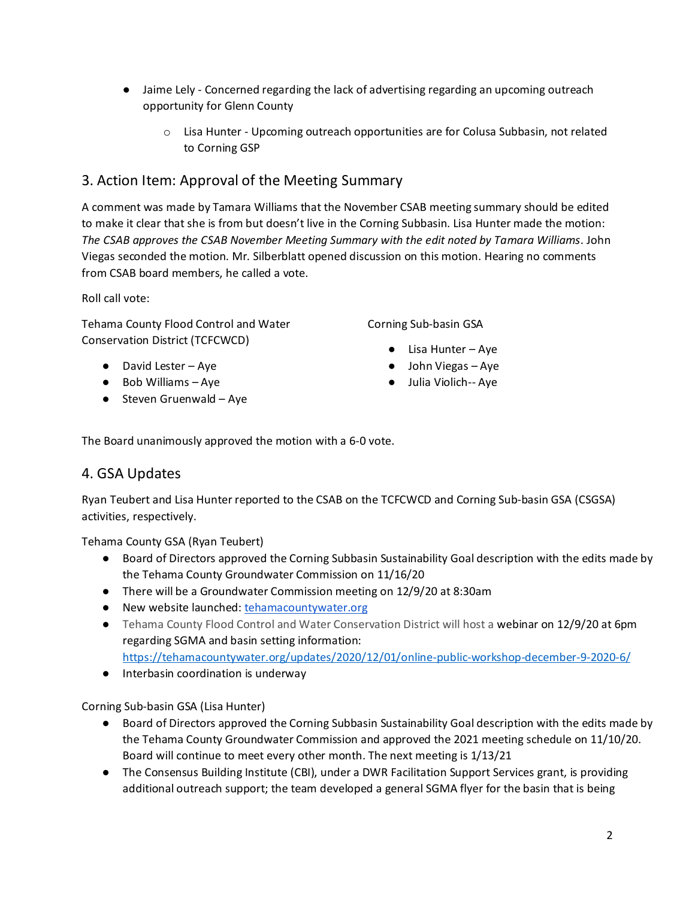- Jaime Lely - Concerned regarding the lack of advertising regarding an upcoming outreach opportunity for Glenn County
    - Lisa Hunter - Upcoming outreach opportunities are for Colusa Subbasin, not related to Corning GSP

## 3. Action Item: Approval of the Meeting Summary

A comment was made by Tamara Williams that the November CSAB meeting summary should be edited to make it clear that she is from but doesn't live in the Corning Subbasin. Lisa Hunter made the motion: *The CSAB approves the CSAB November Meeting Summary with the edit noted by Tamara Williams*. John Viegas seconded the motion. Mr. Silberblatt opened discussion on this motion. Hearing no comments from CSAB board members, he called a vote.

Roll call vote:

Tehama County Flood Control and Water Conservation District (TCFCWCD)

- David Lester – Aye
- Bob Williams – Aye
- Steven Gruenwald – Aye

Corning Sub-basin GSA

- Lisa Hunter – Aye
- John Viegas – Aye
- Julia Violich-- Aye

The Board unanimously approved the motion with a 6-0 vote.

## 4. GSA Updates

Ryan Teubert and Lisa Hunter reported to the CSAB on the TCFCWCD and Corning Sub-basin GSA (CSGSA) activities, respectively.

Tehama County GSA (Ryan Teubert)

- Board of Directors approved the Corning Subbasin Sustainability Goal description with the edits made by the Tehama County Groundwater Commission on 11/16/20
- There will be a Groundwater Commission meeting on 12/9/20 at 8:30am
- New website launched: [tehamacountywater.org](tehamacountywater.org)
- Tehama County Flood Control and Water Conservation District will host a webinar on 12/9/20 at 6pm regarding SGMA and basin setting information: [https://tehamacountywater.org/updates/2020/12/01/online-public-workshop-december-9-2020-6/](https://tehamacountywater.org/updates/2020/12/01/online-public-workshop-december-9-2020-6/)
- Interbasin coordination is underway

Corning Sub-basin GSA (Lisa Hunter)

- Board of Directors approved the Corning Subbasin Sustainability Goal description with the edits made by the Tehama County Groundwater Commission and approved the 2021 meeting schedule on 11/10/20. Board will continue to meet every other month. The next meeting is 1/13/21
- The Consensus Building Institute (CBI), under a DWR Facilitation Support Services grant, is providing additional outreach support; the team developed a general SGMA flyer for the basin that is being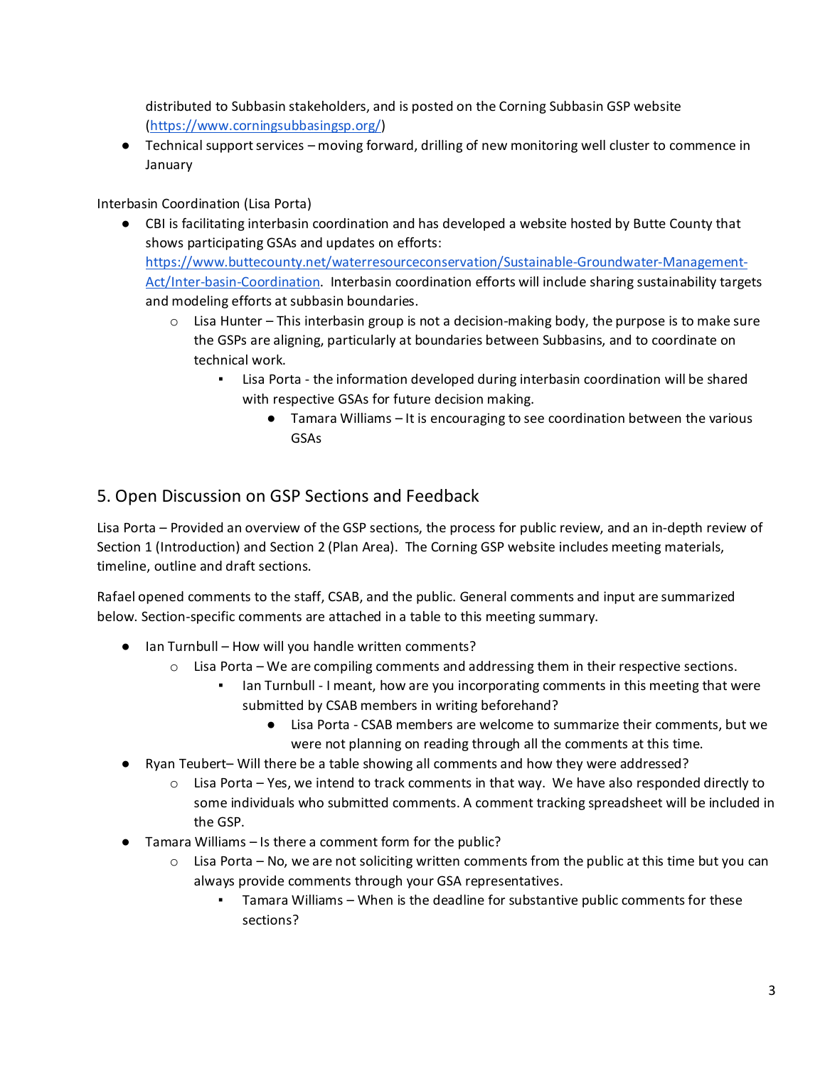distributed to Subbasin stakeholders, and is posted on the Corning Subbasin GSP website ([https://www.corningsubbasingsp.org/](https://www.corningsubbasingsp.org/))

- Technical support services – moving forward, drilling of new monitoring well cluster to commence in January

Interbasin Coordination (Lisa Porta)

- CBI is facilitating interbasin coordination and has developed a website hosted by Butte County that shows participating GSAs and updates on efforts: [https://www.buttecounty.net/waterresourceconservation/Sustainable-Groundwater-Management-Act/Inter-basin-Coordination](https://www.buttecounty.net/waterresourceconservation/Sustainable-Groundwater-Management-Act/Inter-basin-Coordination). Interbasin coordination efforts will include sharing sustainability targets and modeling efforts at subbasin boundaries.
  - Lisa Hunter – This interbasin group is not a decision-making body, the purpose is to make sure the GSPs are aligning, particularly at boundaries between Subbasins, and to coordinate on technical work.
    - Lisa Porta - the information developed during interbasin coordination will be shared with respective GSAs for future decision making.
      - Tamara Williams – It is encouraging to see coordination between the various GSAs

## 5. Open Discussion on GSP Sections and Feedback

Lisa Porta – Provided an overview of the GSP sections, the process for public review, and an in-depth review of Section 1 (Introduction) and Section 2 (Plan Area). The Corning GSP website includes meeting materials, timeline, outline and draft sections.

Rafael opened comments to the staff, CSAB, and the public. General comments and input are summarized below. Section-specific comments are attached in a table to this meeting summary.

- Ian Turnbull – How will you handle written comments?
  - Lisa Porta – We are compiling comments and addressing them in their respective sections.
    - Ian Turnbull - I meant, how are you incorporating comments in this meeting that were submitted by CSAB members in writing beforehand?
      - Lisa Porta - CSAB members are welcome to summarize their comments, but we were not planning on reading through all the comments at this time.
- Ryan Teubert– Will there be a table showing all comments and how they were addressed?
  - Lisa Porta – Yes, we intend to track comments in that way. We have also responded directly to some individuals who submitted comments. A comment tracking spreadsheet will be included in the GSP.
- Tamara Williams – Is there a comment form for the public?
  - Lisa Porta – No, we are not soliciting written comments from the public at this time but you can always provide comments through your GSA representatives.
    - Tamara Williams – When is the deadline for substantive public comments for these sections?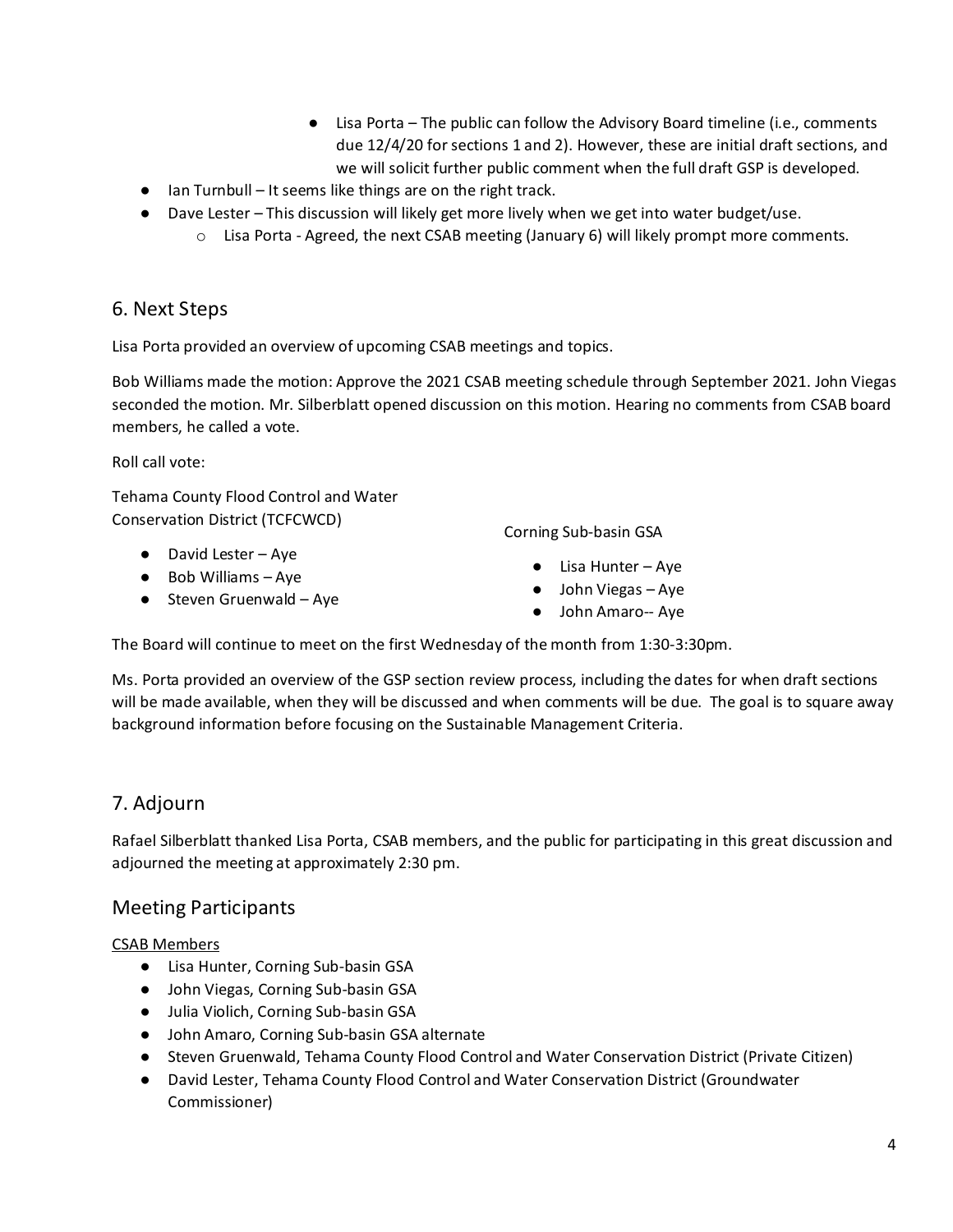- Lisa Porta – The public can follow the Advisory Board timeline (i.e., comments due 12/4/20 for sections 1 and 2). However, these are initial draft sections, and we will solicit further public comment when the full draft GSP is developed.
- Ian Turnbull – It seems like things are on the right track.
- Dave Lester – This discussion will likely get more lively when we get into water budget/use.
    - Lisa Porta - Agreed, the next CSAB meeting (January 6) will likely prompt more comments.

## 6. Next Steps

Lisa Porta provided an overview of upcoming CSAB meetings and topics.

Bob Williams made the motion: Approve the 2021 CSAB meeting schedule through September 2021. John Viegas seconded the motion. Mr. Silberblatt opened discussion on this motion. Hearing no comments from CSAB board members, he called a vote.

Roll call vote:

Tehama County Flood Control and Water Conservation District (TCFCWCD)

- David Lester – Aye
- Bob Williams – Aye
- Steven Gruenwald – Aye

Corning Sub-basin GSA

- Lisa Hunter – Aye
- John Viegas – Aye
- John Amaro-- Aye

The Board will continue to meet on the first Wednesday of the month from 1:30-3:30pm.

Ms. Porta provided an overview of the GSP section review process, including the dates for when draft sections will be made available, when they will be discussed and when comments will be due. The goal is to square away background information before focusing on the Sustainable Management Criteria.

## 7. Adjourn

Rafael Silberblatt thanked Lisa Porta, CSAB members, and the public for participating in this great discussion and adjourned the meeting at approximately 2:30 pm.

## Meeting Participants

CSAB Members

- Lisa Hunter, Corning Sub-basin GSA
- John Viegas, Corning Sub-basin GSA
- Julia Violich, Corning Sub-basin GSA
- John Amaro, Corning Sub-basin GSA alternate
- Steven Gruenwald, Tehama County Flood Control and Water Conservation District (Private Citizen)
- David Lester, Tehama County Flood Control and Water Conservation District (Groundwater Commissioner)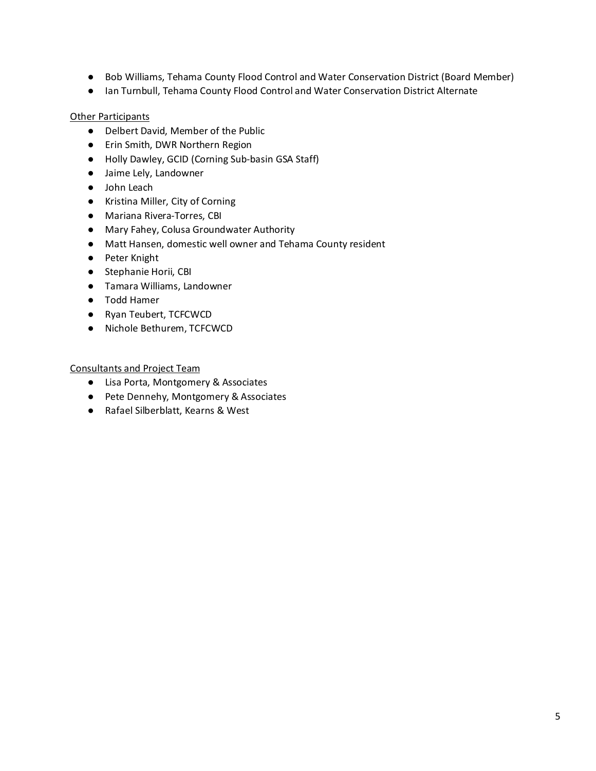- Bob Williams, Tehama County Flood Control and Water Conservation District (Board Member)
- Ian Turnbull, Tehama County Flood Control and Water Conservation District Alternate

<u>Other Participants</u>

- Delbert David, Member of the Public
- Erin Smith, DWR Northern Region
- Holly Dawley, GCID (Corning Sub-basin GSA Staff)
- Jaime Lely, Landowner
- John Leach
- Kristina Miller, City of Corning
- Mariana Rivera-Torres, CBI
- Mary Fahey, Colusa Groundwater Authority
- Matt Hansen, domestic well owner and Tehama County resident
- Peter Knight
- Stephanie Horii, CBI
- Tamara Williams, Landowner
- Todd Hamer
- Ryan Teubert, TCFCWCD
- Nichole Bethurem, TCFCWCD

<u>Consultants and Project Team</u>

- Lisa Porta, Montgomery & Associates
- Pete Dennehy, Montgomery & Associates
- Rafael Silberblatt, Kearns & West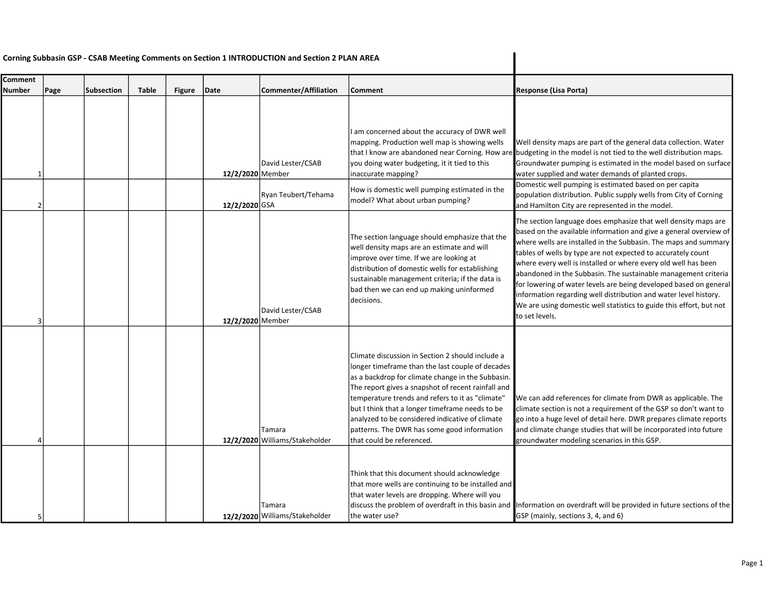**Corning Subbasin GSP - CSAB Meeting Comments on Section 1 INTRODUCTION and Section 2 PLAN AREA**

| Comment Number | Page | Subsection | Table | Figure | Date | Commenter/Affiliation | Comment | Response (Lisa Porta) |
|---|---|---|---|---|---|---|---|---|
| 1 | | | | | 12/2/2020 | David Lester/CSAB Member | I am concerned about the accuracy of DWR well mapping. Production well map is showing wells that I know are abandoned near Corning. How are you doing water budgeting, it it tied to this inaccurate mapping? | Well density maps are part of the general data collection. Water budgeting in the model is not tied to the well distribution maps. Groundwater pumping is estimated in the model based on surface water supplied and water demands of planted crops. |
| 2 | | | | | 12/2/2020 | Ryan Teubert/Tehama GSA | How is domestic well pumping estimated in the model? What about urban pumping? | Domestic well pumping is estimated based on per capita population distribution. Public supply wells from City of Corning and Hamilton City are represented in the model. |
| 3 | | | | | 12/2/2020 | David Lester/CSAB Member | The section language should emphasize that the well density maps are an estimate and will improve over time. If we are looking at distribution of domestic wells for establishing sustainable management criteria; if the data is bad then we can end up making uninformed decisions. | The section language does emphasize that well density maps are based on the available information and give a general overview of where wells are installed in the Subbasin. The maps and summary tables of wells by type are not expected to accurately count where every well is installed or where every old well has been abandoned in the Subbasin. The sustainable management criteria for lowering of water levels are being developed based on general information regarding well distribution and water level history. We are using domestic well statistics to guide this effort, but not to set levels. |
| 4 | | | | | 12/2/2020 | Tamara Williams/Stakeholder | Climate discussion in Section 2 should include a longer timeframe than the last couple of decades as a backdrop for climate change in the Subbasin. The report gives a snapshot of recent rainfall and temperature trends and refers to it as "climate" but I think that a longer timeframe needs to be analyzed to be considered indicative of climate patterns. The DWR has some good information that could be referenced. | We can add references for climate from DWR as applicable. The climate section is not a requirement of the GSP so don't want to go into a huge level of detail here. DWR prepares climate reports and climate change studies that will be incorporated into future groundwater modeling scenarios in this GSP. |
| 5 | | | | | 12/2/2020 | Tamara Williams/Stakeholder | Think that this document should acknowledge that more wells are continuing to be installed and that water levels are dropping. Where will you discuss the problem of overdraft in this basin and the water use? | Information on overdraft will be provided in future sections of the GSP (mainly, sections 3, 4, and 6) |